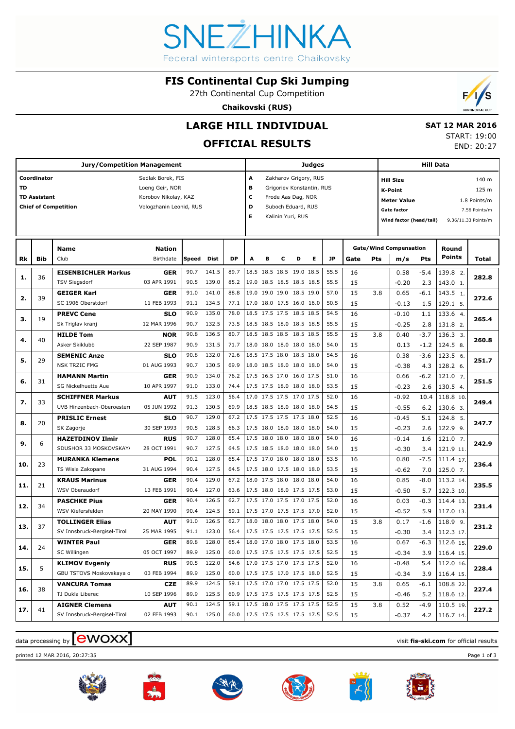# FIS Continental Cup Ski Jumping

27th Continental Cup Competition

**Chaikovski (RUS)**

## LARGE HILL INDIVIDUAL

## OFFICIAL RESULTS

**SAT 12 MAR 2016**

START: 19:00

END: 20:27

| Jury/Competition Management | |
|---|---|
| Coordinator | Sedlak Borek, FIS |
| TD | Loeng Geir, NOR |
| TD Assistant | Korobov Nikolay, KAZ |
| Chief of Competition | Vologzhanin Leonid, RUS |

| Judges | |
|---|---|
| A | Zakharov Grigory, RUS |
| B | Grigoriev Konstantin, RUS |
| C | Frode Aas Dag, NOR |
| D | Suboch Eduard, RUS |
| E | Kalinin Yuri, RUS |

| Hill Data | |
|---|---|
| Hill Size | 140 m |
| K-Point | 125 m |
| Meter Value | 1.8 Points/m |
| Gate factor | 7.56 Points/m |
| Wind factor (head/tail) | 9.36/11.33 Points/m |

| Rk | Bib | Name / Club | Nation / Birthdate | Speed | Dist | DP | A | B | C | D | E | JP | Gate | Pts | m/s | Pts | Round Points | Total |
|---|---|---|---|---|---|---|---|---|---|---|---|---|---|---|---|---|---|---|
| 1. | 36 | **EISENBICHLER Markus** | **GER** | 90.7 | 141.5 | 89.7 | 18.5 | 18.5 | 18.5 | 19.0 | 18.5 | 55.5 | 16 | | 0.58 | -5.4 | 139.8 2. | 282.8 |
| | | TSV Siegsdorf | 03 APR 1991 | 90.5 | 139.0 | 85.2 | 19.0 | 18.5 | 18.5 | 18.5 | 18.5 | 55.5 | 15 | | -0.20 | 2.3 | 143.0 1. | |
| 2. | 39 | **GEIGER Karl** | **GER** | 91.0 | 141.0 | 88.8 | 19.0 | 19.0 | 19.0 | 18.5 | 19.0 | 57.0 | 15 | 3.8 | 0.65 | -6.1 | 143.5 1. | 272.6 |
| | | SC 1906 Oberstdorf | 11 FEB 1993 | 91.1 | 134.5 | 77.1 | 17.0 | 18.0 | 17.5 | 16.0 | 16.0 | 50.5 | 15 | | -0.13 | 1.5 | 129.1 5. | |
| 3. | 19 | **PREVC Cene** | **SLO** | 90.9 | 135.0 | 78.0 | 18.5 | 17.5 | 17.5 | 18.5 | 18.5 | 54.5 | 16 | | -0.10 | 1.1 | 133.6 4. | 265.4 |
| | | Sk Triglav kranj | 12 MAR 1996 | 90.7 | 132.5 | 73.5 | 18.5 | 18.5 | 18.0 | 18.5 | 18.5 | 55.5 | 15 | | -0.25 | 2.8 | 131.8 2. | |
| 4. | 40 | **HILDE Tom** | **NOR** | 90.8 | 136.5 | 80.7 | 18.5 | 18.5 | 18.5 | 18.5 | 18.5 | 55.5 | 15 | 3.8 | 0.40 | -3.7 | 136.3 3. | 260.8 |
| | | Asker Skiklubb | 22 SEP 1987 | 90.9 | 131.5 | 71.7 | 18.0 | 18.0 | 18.0 | 18.0 | 18.0 | 54.0 | 15 | | 0.13 | -1.2 | 124.5 8. | |
| 5. | 29 | **SEMENIC Anze** | **SLO** | 90.8 | 132.0 | 72.6 | 18.5 | 17.5 | 18.0 | 18.5 | 18.0 | 54.5 | 16 | | 0.38 | -3.6 | 123.5 6. | 251.7 |
| | | NSK TRZIC FMG | 01 AUG 1993 | 90.7 | 130.5 | 69.9 | 18.0 | 18.5 | 18.0 | 18.0 | 18.0 | 54.0 | 15 | | -0.38 | 4.3 | 128.2 6. | |
| 6. | 31 | **HAMANN Martin** | **GER** | 90.9 | 134.0 | 76.2 | 17.5 | 16.5 | 17.0 | 16.0 | 17.5 | 51.0 | 16 | | 0.66 | -6.2 | 121.0 7. | 251.5 |
| | | SG Nickelhuette Aue | 10 APR 1997 | 91.0 | 133.0 | 74.4 | 17.5 | 17.5 | 18.0 | 18.0 | 18.0 | 53.5 | 15 | | -0.23 | 2.6 | 130.5 4. | |
| 7. | 33 | **SCHIFFNER Markus** | **AUT** | 91.5 | 123.0 | 56.4 | 17.0 | 17.5 | 17.5 | 17.0 | 17.5 | 52.0 | 16 | | -0.92 | 10.4 | 118.8 10. | 249.4 |
| | | UVB Hinzenbach-Oberoesterr | 05 JUN 1992 | 91.3 | 130.5 | 69.9 | 18.5 | 18.5 | 18.0 | 18.0 | 18.0 | 54.5 | 15 | | -0.55 | 6.2 | 130.6 3. | |
| 8. | 20 | **PRISLIC Ernest** | **SLO** | 90.7 | 129.0 | 67.2 | 17.5 | 17.5 | 17.5 | 17.5 | 18.0 | 52.5 | 16 | | -0.45 | 5.1 | 124.8 5. | 247.7 |
| | | SK Zagorje | 30 SEP 1993 | 90.5 | 128.5 | 66.3 | 17.5 | 18.0 | 18.0 | 18.0 | 18.0 | 54.0 | 15 | | -0.23 | 2.6 | 122.9 9. | |
| 9. | 6 | **HAZETDINOV Ilmir** | **RUS** | 90.7 | 128.0 | 65.4 | 17.5 | 18.0 | 18.0 | 18.0 | 18.0 | 54.0 | 16 | | -0.14 | 1.6 | 121.0 7. | 242.9 |
| | | SDUSHOR 33 MOSKOVSKAYA | 28 OCT 1991 | 90.7 | 127.5 | 64.5 | 17.5 | 18.5 | 18.0 | 18.0 | 18.0 | 54.0 | 15 | | -0.30 | 3.4 | 121.9 11. | |
| 10. | 23 | **MURANKA Klemens** | **POL** | 90.2 | 128.0 | 65.4 | 17.5 | 17.0 | 18.0 | 18.0 | 18.0 | 53.5 | 16 | | 0.80 | -7.5 | 111.4 17. | 236.4 |
| | | TS Wisla Zakopane | 31 AUG 1994 | 90.4 | 127.5 | 64.5 | 17.5 | 18.0 | 17.5 | 18.0 | 18.0 | 53.5 | 15 | | -0.62 | 7.0 | 125.0 7. | |
| 11. | 21 | **KRAUS Marinus** | **GER** | 90.4 | 129.0 | 67.2 | 18.0 | 17.5 | 18.0 | 18.0 | 18.0 | 54.0 | 16 | | 0.85 | -8.0 | 113.2 14. | 235.5 |
| | | WSV Oberaudorf | 13 FEB 1991 | 90.4 | 127.0 | 63.6 | 17.5 | 18.0 | 18.0 | 17.5 | 17.5 | 53.0 | 15 | | -0.50 | 5.7 | 122.3 10. | |
| 12. | 34 | **PASCHKE Pius** | **GER** | 90.4 | 126.5 | 62.7 | 17.5 | 17.0 | 17.5 | 17.0 | 17.5 | 52.0 | 16 | | 0.03 | -0.3 | 114.4 13. | 231.4 |
| | | WSV Kiefersfelden | 20 MAY 1990 | 90.4 | 124.5 | 59.1 | 17.5 | 17.0 | 17.5 | 17.5 | 17.0 | 52.0 | 15 | | -0.52 | 5.9 | 117.0 13. | |
| 13. | 37 | **TOLLINGER Elias** | **AUT** | 91.0 | 126.5 | 62.7 | 18.0 | 18.0 | 18.0 | 17.5 | 18.0 | 54.0 | 15 | 3.8 | 0.17 | -1.6 | 118.9 9. | 231.2 |
| | | SV Innsbruck-Bergisel-Tirol | 25 MAR 1995 | 91.1 | 123.0 | 56.4 | 17.5 | 17.5 | 17.5 | 17.5 | 17.5 | 52.5 | 15 | | -0.30 | 3.4 | 112.3 17. | |
| 14. | 24 | **WINTER Paul** | **GER** | 89.8 | 128.0 | 65.4 | 18.0 | 17.0 | 18.0 | 17.5 | 18.0 | 53.5 | 16 | | 0.67 | -6.3 | 112.6 15. | 229.0 |
| | | SC Willingen | 05 OCT 1997 | 89.9 | 125.0 | 60.0 | 17.5 | 17.5 | 17.5 | 17.5 | 17.5 | 52.5 | 15 | | -0.34 | 3.9 | 116.4 15. | |
| 15. | 5 | **KLIMOV Evgeniy** | **RUS** | 90.5 | 122.0 | 54.6 | 17.0 | 17.5 | 17.0 | 17.5 | 17.5 | 52.0 | 16 | | -0.48 | 5.4 | 112.0 16. | 228.4 |
| | | GBU TSTOVS Moskovskaya o | 03 FEB 1994 | 89.9 | 125.0 | 60.0 | 17.5 | 17.5 | 17.0 | 17.5 | 18.0 | 52.5 | 15 | | -0.34 | 3.9 | 116.4 15. | |
| 16. | 38 | **VANCURA Tomas** | **CZE** | 89.9 | 124.5 | 59.1 | 17.5 | 17.0 | 17.0 | 17.5 | 17.5 | 52.0 | 15 | 3.8 | 0.65 | -6.1 | 108.8 22. | 227.4 |
| | | TJ Dukla Liberec | 10 SEP 1996 | 89.9 | 125.5 | 60.9 | 17.5 | 17.5 | 17.5 | 17.5 | 17.5 | 52.5 | 15 | | -0.46 | 5.2 | 118.6 12. | |
| 17. | 41 | **AIGNER Clemens** | **AUT** | 90.1 | 124.5 | 59.1 | 17.5 | 18.0 | 17.5 | 17.5 | 17.5 | 52.5 | 15 | 3.8 | 0.52 | -4.9 | 110.5 19. | 227.2 |
| | | SV Innsbruck-Bergisel-Tirol | 02 FEB 1993 | 90.1 | 125.0 | 60.0 | 17.5 | 17.5 | 17.5 | 17.5 | 17.5 | 52.5 | 15 | | -0.37 | 4.2 | 116.7 14. | |

data processing by ewoxx — visit fis-ski.com for official results

printed 12 MAR 2016, 20:27:35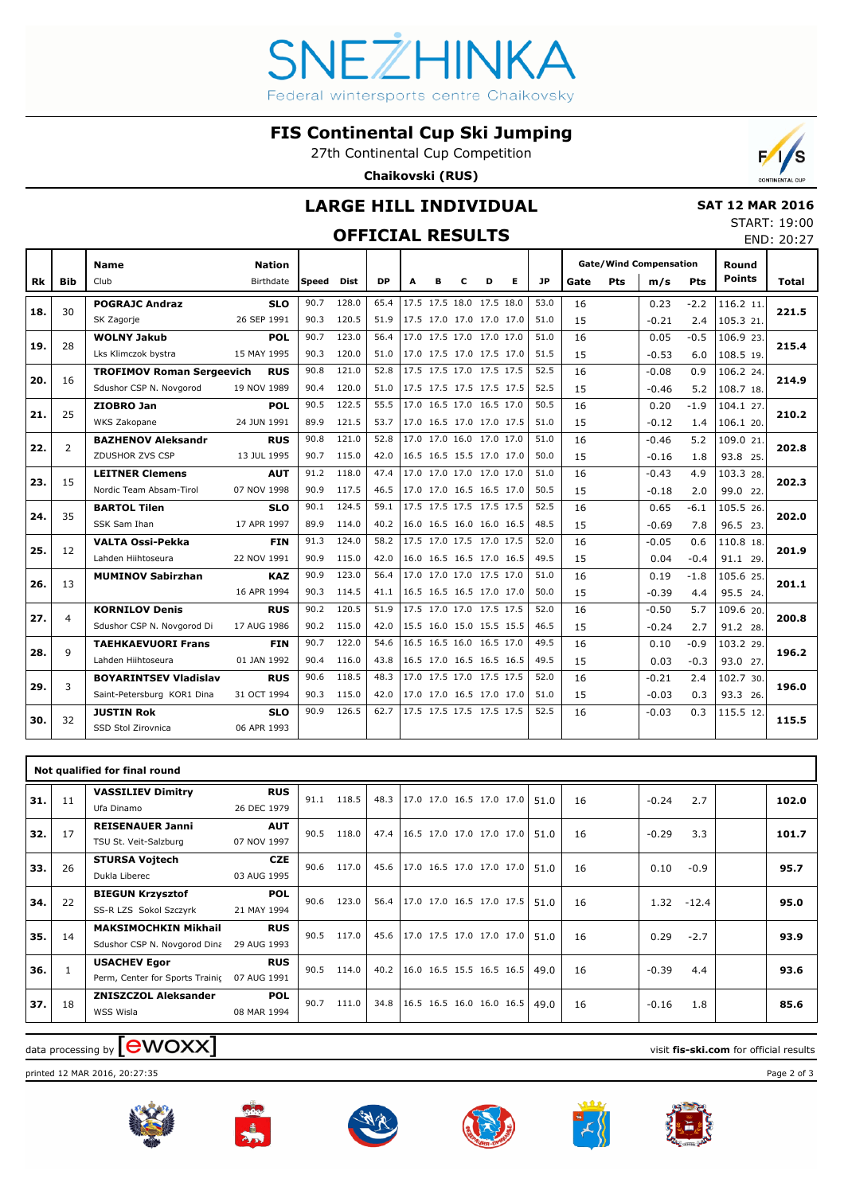# FIS Continental Cup Ski Jumping

27th Continental Cup Competition

**Chaikovski (RUS)**

## LARGE HILL INDIVIDUAL

## OFFICIAL RESULTS

**SAT 12 MAR 2016**

START: 19:00

END: 20:27

| Rk | Bib | Name / Club | Nation / Birthdate | Speed | Dist | DP | A | B | C | D | E | JP | Gate | Pts | m/s | Pts | Round Points | Total |
|---|---|---|---|---|---|---|---|---|---|---|---|---|---|---|---|---|---|---|
| 18. | 30 | **POGRAJC Andraz** | **SLO** | 90.7 | 128.0 | 65.4 | 17.5 | 17.5 | 18.0 | 17.5 | 18.0 | 53.0 | 16 | | 0.23 | -2.2 | 116.2 11. | **221.5** |
| | | SK Zagorje | 26 SEP 1991 | 90.3 | 120.5 | 51.9 | 17.5 | 17.0 | 17.0 | 17.0 | 17.0 | 51.0 | 15 | | -0.21 | 2.4 | 105.3 21. | |
| 19. | 28 | **WOLNY Jakub** | **POL** | 90.7 | 123.0 | 56.4 | 17.0 | 17.5 | 17.0 | 17.0 | 17.0 | 51.0 | 16 | | 0.05 | -0.5 | 106.9 23. | **215.4** |
| | | Lks Klimczok bystra | 15 MAY 1995 | 90.3 | 120.0 | 51.0 | 17.0 | 17.5 | 17.0 | 17.5 | 17.0 | 51.5 | 15 | | -0.53 | 6.0 | 108.5 19. | |
| 20. | 16 | **TROFIMOV Roman Sergeevich** | **RUS** | 90.8 | 121.0 | 52.8 | 17.5 | 17.5 | 17.0 | 17.5 | 17.5 | 52.5 | 16 | | -0.08 | 0.9 | 106.2 24. | **214.9** |
| | | Sdushor CSP N. Novgorod | 19 NOV 1989 | 90.4 | 120.0 | 51.0 | 17.5 | 17.5 | 17.5 | 17.5 | 17.5 | 52.5 | 15 | | -0.46 | 5.2 | 108.7 18. | |
| 21. | 25 | **ZIOBRO Jan** | **POL** | 90.5 | 122.5 | 55.5 | 17.0 | 16.5 | 17.0 | 16.5 | 17.0 | 50.5 | 16 | | 0.20 | -1.9 | 104.1 27. | **210.2** |
| | | WKS Zakopane | 24 JUN 1991 | 89.9 | 121.5 | 53.7 | 17.0 | 16.5 | 17.0 | 17.0 | 17.5 | 51.0 | 15 | | -0.12 | 1.4 | 106.1 20. | |
| 22. | 2 | **BAZHENOV Aleksandr** | **RUS** | 90.8 | 121.0 | 52.8 | 17.0 | 17.0 | 16.0 | 17.0 | 17.0 | 51.0 | 16 | | -0.46 | 5.2 | 109.0 21. | **202.8** |
| | | ZDUSHOR ZVS CSP | 13 JUL 1995 | 90.7 | 115.0 | 42.0 | 16.5 | 16.5 | 15.5 | 17.0 | 17.0 | 50.0 | 15 | | -0.16 | 1.8 | 93.8 25. | |
| 23. | 15 | **LEITNER Clemens** | **AUT** | 91.2 | 118.0 | 47.4 | 17.0 | 17.0 | 17.0 | 17.0 | 17.0 | 51.0 | 16 | | -0.43 | 4.9 | 103.3 28. | **202.3** |
| | | Nordic Team Absam-Tirol | 07 NOV 1998 | 90.9 | 117.5 | 46.5 | 17.0 | 17.0 | 16.5 | 16.5 | 17.0 | 50.5 | 15 | | -0.18 | 2.0 | 99.0 22. | |
| 24. | 35 | **BARTOL Tilen** | **SLO** | 90.1 | 124.5 | 59.1 | 17.5 | 17.5 | 17.5 | 17.5 | 17.5 | 52.5 | 16 | | 0.65 | -6.1 | 105.5 26. | **202.0** |
| | | SSK Sam Ihan | 17 APR 1997 | 89.9 | 114.0 | 40.2 | 16.0 | 16.5 | 16.0 | 16.0 | 16.5 | 48.5 | 15 | | -0.69 | 7.8 | 96.5 23. | |
| 25. | 12 | **VALTA Ossi-Pekka** | **FIN** | 91.3 | 124.0 | 58.2 | 17.5 | 17.0 | 17.5 | 17.0 | 17.5 | 52.0 | 16 | | -0.05 | 0.6 | 110.8 18. | **201.9** |
| | | Lahden Hiihtoseura | 22 NOV 1991 | 90.9 | 115.0 | 42.0 | 16.0 | 16.5 | 16.5 | 17.0 | 16.5 | 49.5 | 15 | | 0.04 | -0.4 | 91.1 29. | |
| 26. | 13 | **MUMINOV Sabirzhan** | **KAZ** | 90.9 | 123.0 | 56.4 | 17.0 | 17.0 | 17.0 | 17.5 | 17.0 | 51.0 | 16 | | 0.19 | -1.8 | 105.6 25. | **201.1** |
| | | | 16 APR 1994 | 90.3 | 114.5 | 41.1 | 16.5 | 16.5 | 16.5 | 17.0 | 17.0 | 50.0 | 15 | | -0.39 | 4.4 | 95.5 24. | |
| 27. | 4 | **KORNILOV Denis** | **RUS** | 90.2 | 120.5 | 51.9 | 17.5 | 17.0 | 17.0 | 17.5 | 17.5 | 52.0 | 16 | | -0.50 | 5.7 | 109.6 20. | **200.8** |
| | | Sdushor CSP N. Novgorod Di | 17 AUG 1986 | 90.2 | 115.0 | 42.0 | 15.5 | 16.0 | 15.0 | 15.5 | 15.5 | 46.5 | 15 | | -0.24 | 2.7 | 91.2 28. | |
| 28. | 9 | **TAEHKAEVUORI Frans** | **FIN** | 90.7 | 122.0 | 54.6 | 16.5 | 16.5 | 16.0 | 16.5 | 17.0 | 49.5 | 16 | | 0.10 | -0.9 | 103.2 29. | **196.2** |
| | | Lahden Hiihtoseura | 01 JAN 1992 | 90.4 | 116.0 | 43.8 | 16.5 | 17.0 | 16.5 | 16.5 | 16.5 | 49.5 | 15 | | 0.03 | -0.3 | 93.0 27. | |
| 29. | 3 | **BOYARINTSEV Vladislav** | **RUS** | 90.6 | 118.5 | 48.3 | 17.0 | 17.5 | 17.0 | 17.5 | 17.5 | 52.0 | 16 | | -0.21 | 2.4 | 102.7 30. | **196.0** |
| | | Saint-Petersburg KOR1 Dina | 31 OCT 1994 | 90.3 | 115.0 | 42.0 | 17.0 | 17.0 | 16.5 | 17.0 | 17.0 | 51.0 | 15 | | -0.03 | 0.3 | 93.3 26. | |
| 30. | 32 | **JUSTIN Rok** | **SLO** | 90.9 | 126.5 | 62.7 | 17.5 | 17.5 | 17.5 | 17.5 | 17.5 | 52.5 | 16 | | -0.03 | 0.3 | 115.5 12. | **115.5** |
| | | SSD Stol Zirovnica | 06 APR 1993 | | | | | | | | | | | | | | | |

### Not qualified for final round

| Rk | Bib | Name / Club | Nation / Birthdate | Speed | Dist | DP | A | B | C | D | E | JP | Gate | Pts | m/s | Pts | Round Points | Total |
|---|---|---|---|---|---|---|---|---|---|---|---|---|---|---|---|---|---|---|
| 31. | 11 | **VASSILIEV Dimitry** | **RUS** | 91.1 | 118.5 | 48.3 | 17.0 | 17.0 | 16.5 | 17.0 | 17.0 | 51.0 | 16 | | -0.24 | 2.7 | | **102.0** |
| | | Ufa Dinamo | 26 DEC 1979 | | | | | | | | | | | | | | | |
| 32. | 17 | **REISENAUER Janni** | **AUT** | 90.5 | 118.0 | 47.4 | 16.5 | 17.0 | 17.0 | 17.0 | 17.0 | 51.0 | 16 | | -0.29 | 3.3 | | **101.7** |
| | | TSU St. Veit-Salzburg | 07 NOV 1997 | | | | | | | | | | | | | | | |
| 33. | 26 | **STURSA Vojtech** | **CZE** | 90.6 | 117.0 | 45.6 | 17.0 | 16.5 | 17.0 | 17.0 | 17.0 | 51.0 | 16 | | 0.10 | -0.9 | | **95.7** |
| | | Dukla Liberec | 03 AUG 1995 | | | | | | | | | | | | | | | |
| 34. | 22 | **BIEGUN Krzysztof** | **POL** | 90.6 | 123.0 | 56.4 | 17.0 | 17.0 | 16.5 | 17.0 | 17.5 | 51.0 | 16 | | 1.32 | -12.4 | | **95.0** |
| | | SS-R LZS Sokol Szczyrk | 21 MAY 1994 | | | | | | | | | | | | | | | |
| 35. | 14 | **MAKSIMOCHKIN Mikhail** | **RUS** | 90.5 | 117.0 | 45.6 | 17.0 | 17.5 | 17.0 | 17.0 | 17.0 | 51.0 | 16 | | 0.29 | -2.7 | | **93.9** |
| | | Sdushor CSP N. Novgorod Dina | 29 AUG 1993 | | | | | | | | | | | | | | | |
| 36. | 1 | **USACHEV Egor** | **RUS** | 90.5 | 114.0 | 40.2 | 16.0 | 16.5 | 15.5 | 16.5 | 16.5 | 49.0 | 16 | | -0.39 | 4.4 | | **93.6** |
| | | Perm, Center for Sports Trainin | 07 AUG 1991 | | | | | | | | | | | | | | | |
| 37. | 18 | **ZNISZCZOL Aleksander** | **POL** | 90.7 | 111.0 | 34.8 | 16.5 | 16.5 | 16.0 | 16.0 | 16.5 | 49.0 | 16 | | -0.16 | 1.8 | | **85.6** |
| | | WSS Wisla | 08 MAR 1994 | | | | | | | | | | | | | | | |

data processing by ewoxx — visit fis-ski.com for official results

printed 12 MAR 2016, 20:27:35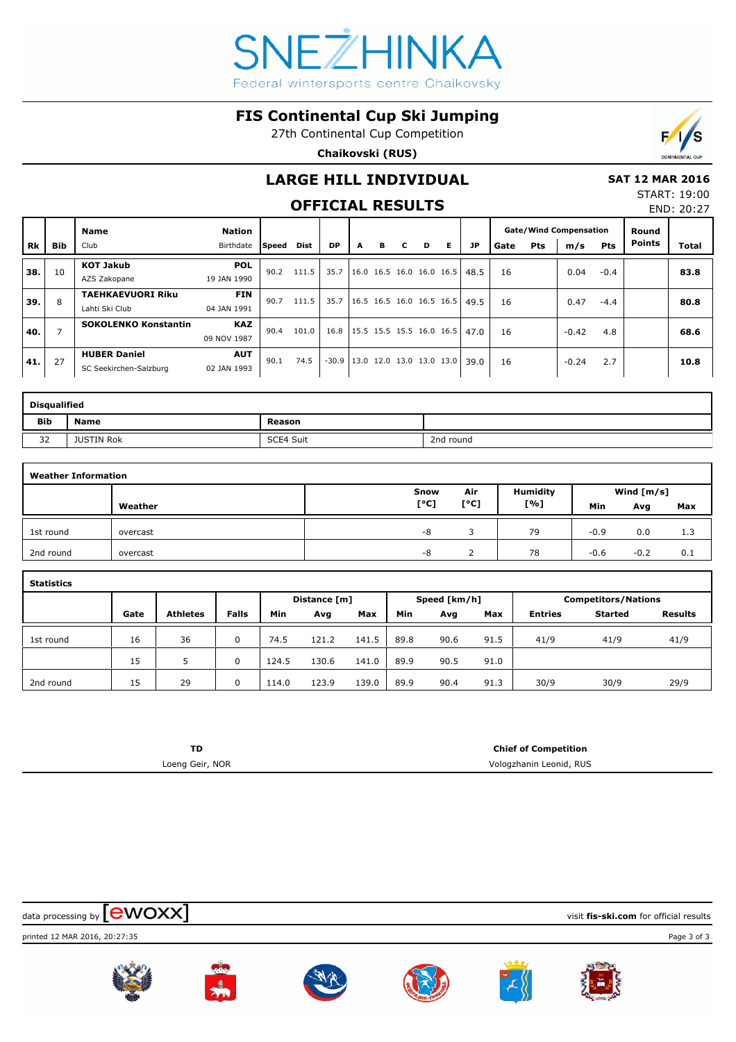# FIS Continental Cup Ski Jumping

27th Continental Cup Competition

**Chaikovski (RUS)**

## LARGE HILL INDIVIDUAL

## OFFICIAL RESULTS

**SAT 12 MAR 2016**
START: 19:00
END: 20:27

| Rk | Bib | Name / Club | Nation / Birthdate | Speed | Dist | DP | A | B | C | D | E | JP | Gate | Pts | m/s | Pts | Round Points | Total |
|---|---|---|---|---|---|---|---|---|---|---|---|---|---|---|---|---|---|---|
| 38. | 10 | **KOT Jakub** AZS Zakopane | **POL** 19 JAN 1990 | 90.2 | 111.5 | 35.7 | 16.0 | 16.5 | 16.0 | 16.0 | 16.5 | 48.5 | 16 | | 0.04 | -0.4 | | **83.8** |
| 39. | 8 | **TAEHKAEVUORI Riku** Lahti Ski Club | **FIN** 04 JAN 1991 | 90.7 | 111.5 | 35.7 | 16.5 | 16.5 | 16.0 | 16.5 | 16.5 | 49.5 | 16 | | 0.47 | -4.4 | | **80.8** |
| 40. | 7 | **SOKOLENKO Konstantin** | **KAZ** 09 NOV 1987 | 90.4 | 101.0 | 16.8 | 15.5 | 15.5 | 15.5 | 16.0 | 16.5 | 47.0 | 16 | | -0.42 | 4.8 | | **68.6** |
| 41. | 27 | **HUBER Daniel** SC Seekirchen-Salzburg | **AUT** 02 JAN 1993 | 90.1 | 74.5 | -30.9 | 13.0 | 12.0 | 13.0 | 13.0 | 13.0 | 39.0 | 16 | | -0.24 | 2.7 | | **10.8** |

### Disqualified

| Bib | Name | Reason | |
|---|---|---|---|
| 32 | JUSTIN Rok | SCE4 Suit | 2nd round |

### Weather Information

| | Weather | Snow [°C] | Air [°C] | Humidity [%] | Wind [m/s] Min | Avg | Max |
|---|---|---|---|---|---|---|---|
| 1st round | overcast | -8 | 3 | 79 | -0.9 | 0.0 | 1.3 |
| 2nd round | overcast | -8 | 2 | 78 | -0.6 | -0.2 | 0.1 |

### Statistics

| | Gate | Athletes | Falls | Distance [m] Min | Avg | Max | Speed [km/h] Min | Avg | Max | Competitors/Nations Entries | Started | Results |
|---|---|---|---|---|---|---|---|---|---|---|---|---|
| 1st round | 16 | 36 | 0 | 74.5 | 121.2 | 141.5 | 89.8 | 90.6 | 91.5 | 41/9 | 41/9 | 41/9 |
| | 15 | 5 | 0 | 124.5 | 130.6 | 141.0 | 89.9 | 90.5 | 91.0 | | | |
| 2nd round | 15 | 29 | 0 | 114.0 | 123.9 | 139.0 | 89.9 | 90.4 | 91.3 | 30/9 | 30/9 | 29/9 |

| TD | Chief of Competition |
|---|---|
| Loeng Geir, NOR | Vologzhanin Leonid, RUS |

data processing by ewoxx

visit fis-ski.com for official results

printed 12 MAR 2016, 20:27:35